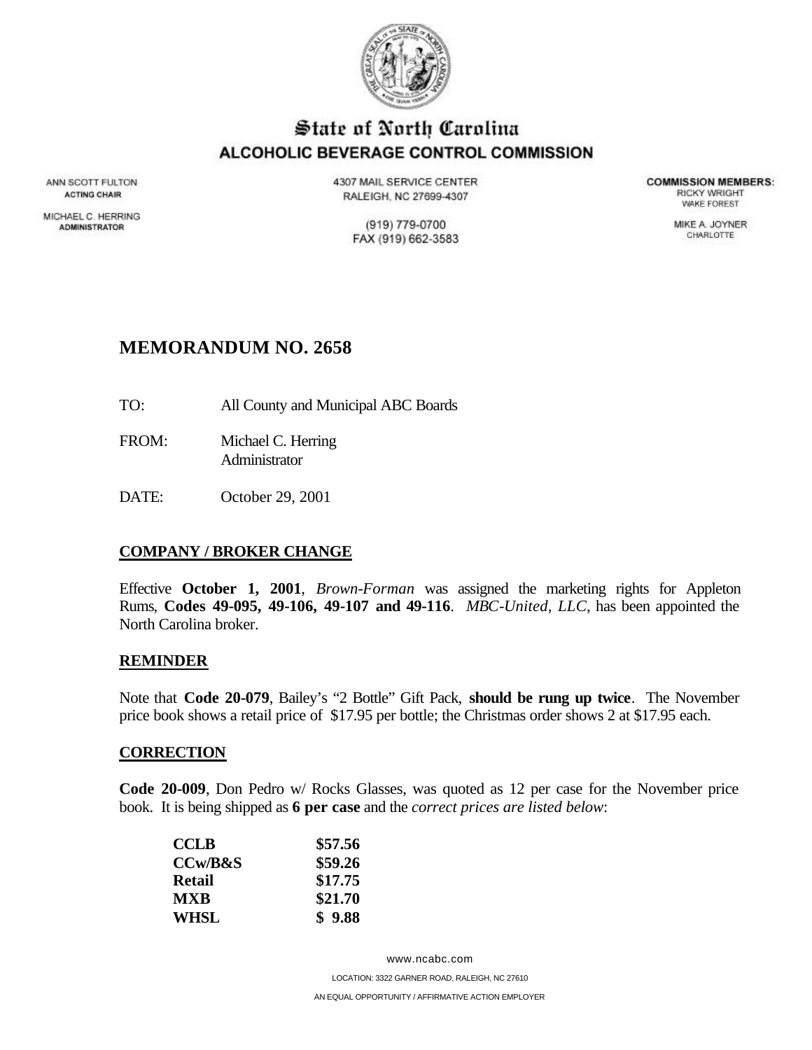# State of North Carolina
## ALCOHOLIC BEVERAGE CONTROL COMMISSION

ANN SCOTT FULTON
**ACTING CHAIR**

MICHAEL C. HERRING
**ADMINISTRATOR**

4307 MAIL SERVICE CENTER
RALEIGH, NC 27699-4307

(919) 779-0700
FAX (919) 662-3583

**COMMISSION MEMBERS:**
RICKY WRIGHT
WAKE FOREST

MIKE A. JOYNER
CHARLOTTE

# MEMORANDUM NO. 2658

TO: All County and Municipal ABC Boards

FROM: Michael C. Herring
Administrator

DATE: October 29, 2001

## COMPANY / BROKER CHANGE

Effective **October 1, 2001**, *Brown-Forman* was assigned the marketing rights for Appleton Rums, **Codes 49-095, 49-106, 49-107 and 49-116**. *MBC-United, LLC*, has been appointed the North Carolina broker.

## REMINDER

Note that **Code 20-079**, Bailey's "2 Bottle" Gift Pack, **should be rung up twice**. The November price book shows a retail price of $17.95 per bottle; the Christmas order shows 2 at $17.95 each.

## CORRECTION

**Code 20-009**, Don Pedro w/ Rocks Glasses, was quoted as 12 per case for the November price book. It is being shipped as **6 per case** and the *correct prices are listed below*:

| | |
|---|---|
| **CCLB** | **$57.56** |
| **CCw/B&S** | **$59.26** |
| **Retail** | **$17.75** |
| **MXB** | **$21.70** |
| **WHSL** | **$ 9.88** |

www.ncabc.com

LOCATION: 3322 GARNER ROAD, RALEIGH, NC 27610

AN EQUAL OPPORTUNITY / AFFIRMATIVE ACTION EMPLOYER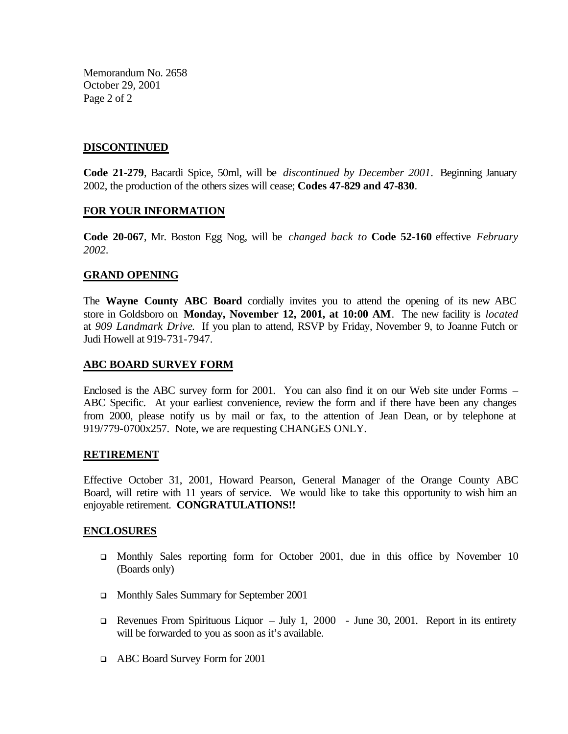Memorandum No. 2658
October 29, 2001

## DISCONTINUED

**Code 21-279**, Bacardi Spice, 50ml, will be *discontinued by December 2001*. Beginning January 2002, the production of the others sizes will cease; **Codes 47-829 and 47-830**.

## FOR YOUR INFORMATION

**Code 20-067**, Mr. Boston Egg Nog, will be *changed back to* **Code 52-160** effective *February 2002*.

## GRAND OPENING

The **Wayne County ABC Board** cordially invites you to attend the opening of its new ABC store in Goldsboro on **Monday, November 12, 2001, at 10:00 AM**. The new facility is *located* at *909 Landmark Drive.* If you plan to attend, RSVP by Friday, November 9, to Joanne Futch or Judi Howell at 919-731-7947.

## ABC BOARD SURVEY FORM

Enclosed is the ABC survey form for 2001. You can also find it on our Web site under Forms – ABC Specific. At your earliest convenience, review the form and if there have been any changes from 2000, please notify us by mail or fax, to the attention of Jean Dean, or by telephone at 919/779-0700x257. Note, we are requesting CHANGES ONLY.

## RETIREMENT

Effective October 31, 2001, Howard Pearson, General Manager of the Orange County ABC Board, will retire with 11 years of service. We would like to take this opportunity to wish him an enjoyable retirement. **CONGRATULATIONS!!**

## ENCLOSURES

- Monthly Sales reporting form for October 2001, due in this office by November 10 (Boards only)
- Monthly Sales Summary for September 2001
- Revenues From Spirituous Liquor – July 1, 2000 - June 30, 2001. Report in its entirety will be forwarded to you as soon as it's available.
- ABC Board Survey Form for 2001